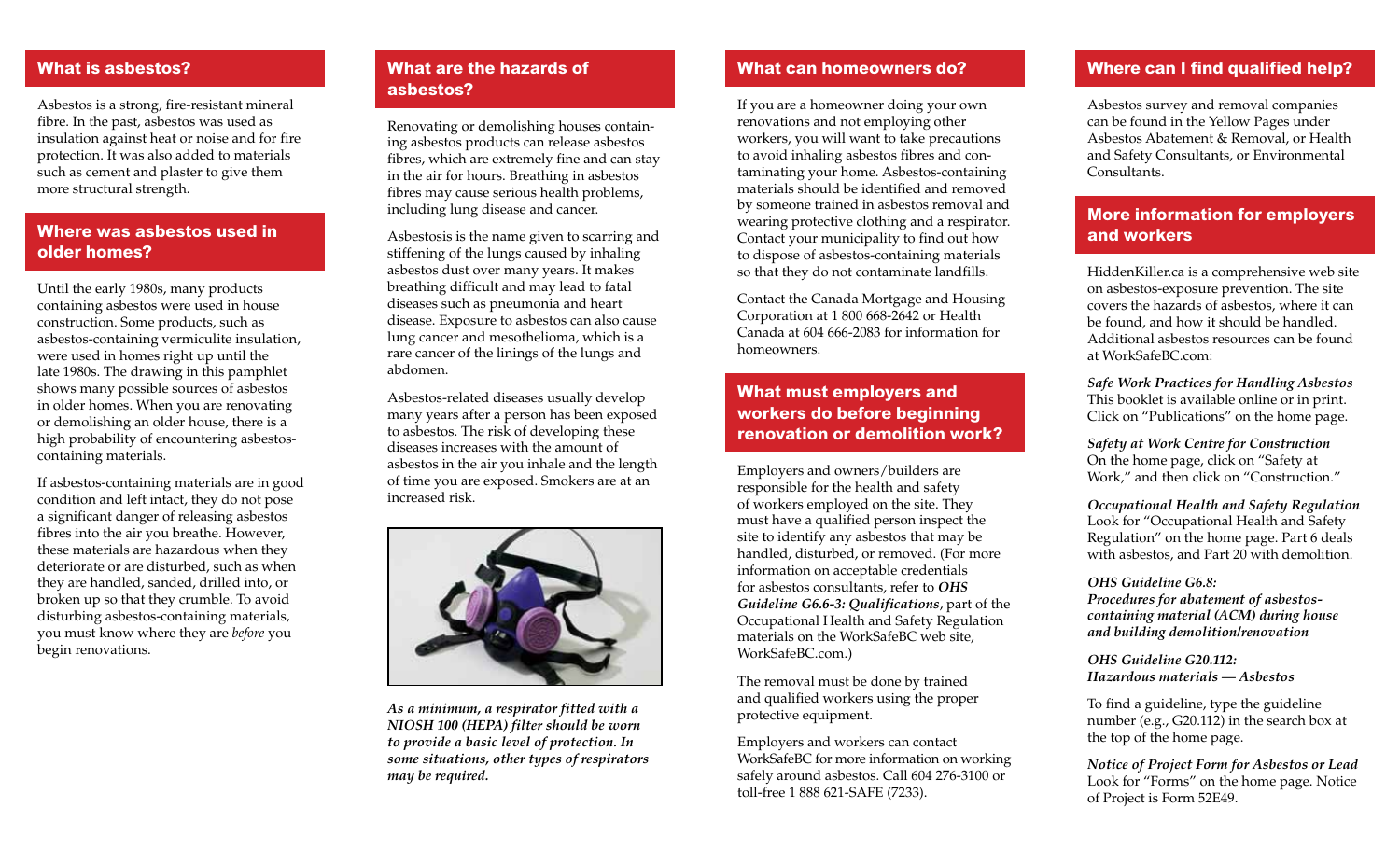## What is asbestos?

Asbestos is a strong, fire-resistant mineral fibre. In the past, asbestos was used as insulation against heat or noise and for fire protection. It was also added to materials such as cement and plaster to give them more structural strength.

## Where was asbestos used in older homes?

Until the early 1980s, many products containing asbestos were used in house construction. Some products, such as asbestos-containing vermiculite insulation, were used in homes right up until the late 1980s. The drawing in this pamphlet shows many possible sources of asbestos in older homes. When you are renovating or demolishing an older house, there is a high probability of encountering asbestos-containing materials.

If asbestos-containing materials are in good condition and left intact, they do not pose a significant danger of releasing asbestos fibres into the air you breathe. However, these materials are hazardous when they deteriorate or are disturbed, such as when they are handled, sanded, drilled into, or broken up so that they crumble. To avoid disturbing asbestos-containing materials, you must know where they are *before* you begin renovations.

## What are the hazards of asbestos?

Renovating or demolishing houses containing asbestos products can release asbestos fibres, which are extremely fine and can stay in the air for hours. Breathing in asbestos fibres may cause serious health problems, including lung disease and cancer.

Asbestosis is the name given to scarring and stiffening of the lungs caused by inhaling asbestos dust over many years. It makes breathing difficult and may lead to fatal diseases such as pneumonia and heart disease. Exposure to asbestos can also cause lung cancer and mesothelioma, which is a rare cancer of the linings of the lungs and abdomen.

Asbestos-related diseases usually develop many years after a person has been exposed to asbestos. The risk of developing these diseases increases with the amount of asbestos in the air you inhale and the length of time you are exposed. Smokers are at an increased risk.

***As a minimum, a respirator fitted with a NIOSH 100 (HEPA) filter should be worn to provide a basic level of protection. In some situations, other types of respirators may be required.***

## What can homeowners do?

If you are a homeowner doing your own renovations and not employing other workers, you will want to take precautions to avoid inhaling asbestos fibres and contaminating your home. Asbestos-containing materials should be identified and removed by someone trained in asbestos removal and wearing protective clothing and a respirator. Contact your municipality to find out how to dispose of asbestos-containing materials so that they do not contaminate landfills.

Contact the Canada Mortgage and Housing Corporation at 1 800 668-2642 or Health Canada at 604 666-2083 for information for homeowners.

## What must employers and workers do before beginning renovation or demolition work?

Employers and owners/builders are responsible for the health and safety of workers employed on the site. They must have a qualified person inspect the site to identify any asbestos that may be handled, disturbed, or removed. (For more information on acceptable credentials for asbestos consultants, refer to ***OHS Guideline G6.6-3: Qualifications***, part of the Occupational Health and Safety Regulation materials on the WorkSafeBC web site, WorkSafeBC.com.)

The removal must be done by trained and qualified workers using the proper protective equipment.

Employers and workers can contact WorkSafeBC for more information on working safely around asbestos. Call 604 276-3100 or toll-free 1 888 621-SAFE (7233).

## Where can I find qualified help?

Asbestos survey and removal companies can be found in the Yellow Pages under Asbestos Abatement & Removal, or Health and Safety Consultants, or Environmental Consultants.

## More information for employers and workers

HiddenKiller.ca is a comprehensive web site on asbestos-exposure prevention. The site covers the hazards of asbestos, where it can be found, and how it should be handled. Additional asbestos resources can be found at WorkSafeBC.com:

***Safe Work Practices for Handling Asbestos***
This booklet is available online or in print. Click on "Publications" on the home page.

***Safety at Work Centre for Construction***
On the home page, click on "Safety at Work," and then click on "Construction."

***Occupational Health and Safety Regulation***
Look for "Occupational Health and Safety Regulation" on the home page. Part 6 deals with asbestos, and Part 20 with demolition.

***OHS Guideline G6.8:***
***Procedures for abatement of asbestos-containing material (ACM) during house and building demolition/renovation***

***OHS Guideline G20.112:***
***Hazardous materials — Asbestos***

To find a guideline, type the guideline number (e.g., G20.112) in the search box at the top of the home page.

***Notice of Project Form for Asbestos or Lead***
Look for "Forms" on the home page. Notice of Project is Form 52E49.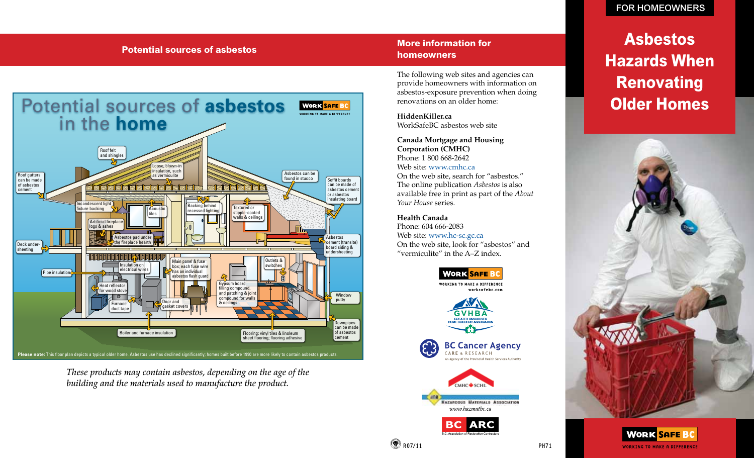## Potential sources of asbestos

# Potential sources of asbestos in the home

Roof felt and shingles

Loose, blown-in insulation, such as vermiculite

Asbestos can be found in stucco

Roof gutters can be made of asbestos cement

Soffit boards can be made of asbestos cement or asbestos insulating board

Incandescent light fixture backing

Acoustic tiles

Backing behind recessed lighting

Textured or stipple-coated walls & ceilings

Artificial fireplace logs & ashes

Asbestos pad under the fireplace hearth

Deck under-sheeting

Asbestos cement (transite) board siding & undersheeting

Insulation on electrical wires

Main panel & fuse box; each fuse wire has an individual asbestos flash guard

Outlets & switches

Pipe insulation

Heat reflector for wood stove

Gypsum board filling compound, and patching & joint compound for walls & ceilings

Window putty

Furnace duct tape

Door and gasket covers

Downpipes can be made of asbestos cement

Boiler and furnace insulation

Flooring: vinyl tiles & linoleum sheet flooring; flooring adhesive

**Please note:** This floor plan depicts a typical older home. Asbestos use has declined significantly; homes built before 1990 are more likely to contain asbestos products.

*These products may contain asbestos, depending on the age of the building and the materials used to manufacture the product.*

## More information for homeowners

The following web sites and agencies can provide homeowners with information on asbestos-exposure prevention when doing renovations on an older home:

**HiddenKiller.ca**
WorkSafeBC asbestos web site

**Canada Mortgage and Housing Corporation (CMHC)**
Phone: 1 800 668-2642
Web site: www.cmhc.ca
On the web site, search for "asbestos." The online publication *Asbestos* is also available free in print as part of the *About Your House* series.

**Health Canada**
Phone: 604 666-2083
Web site: www.hc-sc.gc.ca
On the web site, look for "asbestos" and "vermiculite" in the A–Z index.

WorkSafeBC — Working to make a difference — worksafebc.com

GVHBA — Greater Vancouver Home Builders' Association

BC Cancer Agency — Care & Research — An agency of the Provincial Health Services Authority

CMHC SCHL

Hazardous Materials Association — www.hazmatbc.ca

BC ARC — B.C. Association of Restoration Contractors

R07/11

PH71

FOR HOMEOWNERS

# Asbestos Hazards When Renovating Older Homes

WorkSafeBC — Working to make a difference